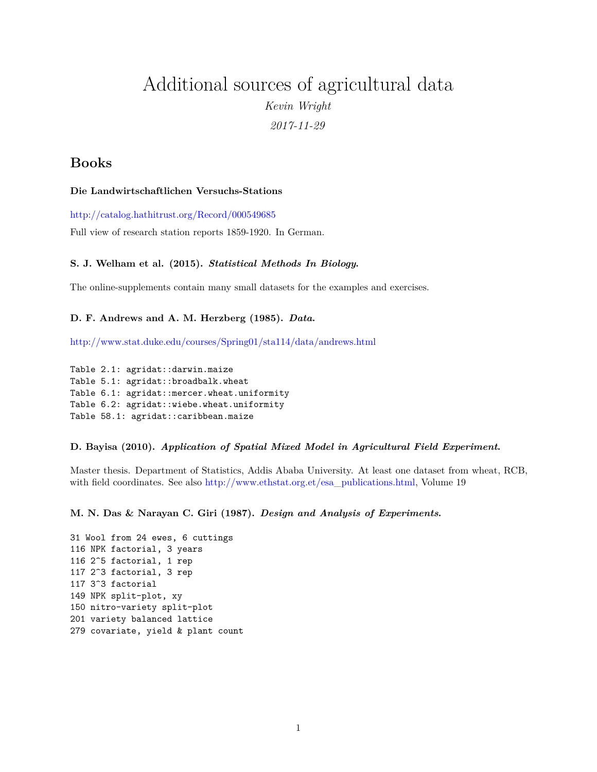# Additional sources of agricultural data

*Kevin Wright*

*2017-11-29*

## Books

### Die Landwirtschaftlichen Versuchs-Stations

http://catalog.hathitrust.org/Record/000549685

Full view of research station reports 1859-1920. In German.

### S. J. Welham et al. (2015). *Statistical Methods In Biology.*

The online-supplements contain many small datasets for the examples and exercises.

### D. F. Andrews and A. M. Herzberg (1985). *Data.*

http://www.stat.duke.edu/courses/Spring01/sta114/data/andrews.html

```
Table 2.1: agridat::darwin.maize
Table 5.1: agridat::broadbalk.wheat
Table 6.1: agridat::mercer.wheat.uniformity
Table 6.2: agridat::wiebe.wheat.uniformity
Table 58.1: agridat::caribbean.maize
```

### D. Bayisa (2010). *Application of Spatial Mixed Model in Agricultural Field Experiment.*

Master thesis. Department of Statistics, Addis Ababa University. At least one dataset from wheat, RCB, with field coordinates. See also http://www.ethstat.org.et/esa_publications.html, Volume 19

### M. N. Das & Narayan C. Giri (1987). *Design and Analysis of Experiments.*

```
31 Wool from 24 ewes, 6 cuttings
116 NPK factorial, 3 years
116 2^5 factorial, 1 rep
117 2^3 factorial, 3 rep
117 3^3 factorial
149 NPK split-plot, xy
150 nitro-variety split-plot
201 variety balanced lattice
279 covariate, yield & plant count
```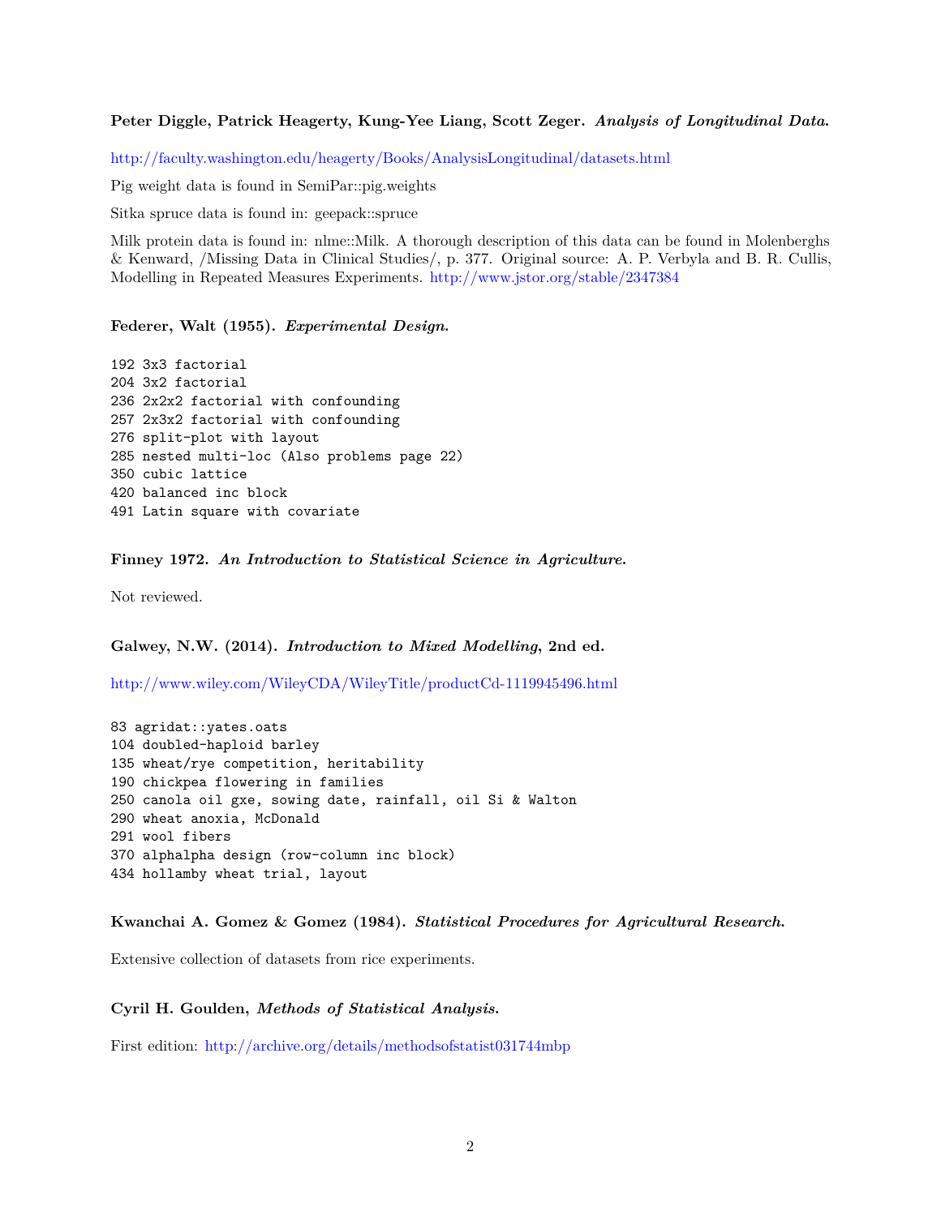**Peter Diggle, Patrick Heagerty, Kung-Yee Liang, Scott Zeger.** ***Analysis of Longitudinal Data.***

http://faculty.washington.edu/heagerty/Books/AnalysisLongitudinal/datasets.html

Pig weight data is found in SemiPar::pig.weights

Sitka spruce data is found in: geepack::spruce

Milk protein data is found in: nlme::Milk. A thorough description of this data can be found in Molenberghs & Kenward, /Missing Data in Clinical Studies/, p. 377. Original source: A. P. Verbyla and B. R. Cullis, Modelling in Repeated Measures Experiments. http://www.jstor.org/stable/2347384

**Federer, Walt (1955).** ***Experimental Design.***

```
192 3x3 factorial
204 3x2 factorial
236 2x2x2 factorial with confounding
257 2x3x2 factorial with confounding
276 split-plot with layout
285 nested multi-loc (Also problems page 22)
350 cubic lattice
420 balanced inc block
491 Latin square with covariate
```

**Finney 1972.** ***An Introduction to Statistical Science in Agriculture.***

Not reviewed.

**Galwey, N.W. (2014).** ***Introduction to Mixed Modelling*****, 2nd ed.**

http://www.wiley.com/WileyCDA/WileyTitle/productCd-1119945496.html

```
83 agridat::yates.oats
104 doubled-haploid barley
135 wheat/rye competition, heritability
190 chickpea flowering in families
250 canola oil gxe, sowing date, rainfall, oil Si & Walton
290 wheat anoxia, McDonald
291 wool fibers
370 alphalpha design (row-column inc block)
434 hollamby wheat trial, layout
```

**Kwanchai A. Gomez & Gomez (1984).** ***Statistical Procedures for Agricultural Research.***

Extensive collection of datasets from rice experiments.

**Cyril H. Goulden,** ***Methods of Statistical Analysis.***

First edition: http://archive.org/details/methodsofstatist031744mbp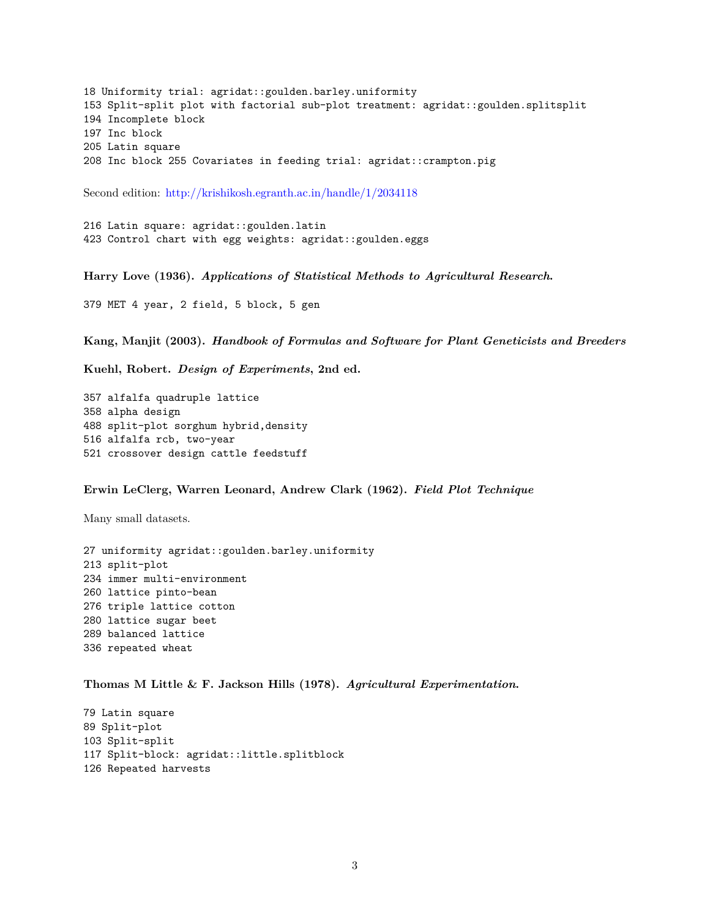```
18 Uniformity trial: agridat::goulden.barley.uniformity
153 Split-split plot with factorial sub-plot treatment: agridat::goulden.splitsplit
194 Incomplete block
197 Inc block
205 Latin square
208 Inc block 255 Covariates in feeding trial: agridat::crampton.pig
```

Second edition: http://krishikosh.egranth.ac.in/handle/1/2034118

```
216 Latin square: agridat::goulden.latin
423 Control chart with egg weights: agridat::goulden.eggs
```

**Harry Love (1936).** ***Applications of Statistical Methods to Agricultural Research.***

```
379 MET 4 year, 2 field, 5 block, 5 gen
```

**Kang, Manjit (2003).** ***Handbook of Formulas and Software for Plant Geneticists and Breeders***

**Kuehl, Robert.** ***Design of Experiments*****, 2nd ed.**

```
357 alfalfa quadruple lattice
358 alpha design
488 split-plot sorghum hybrid,density
516 alfalfa rcb, two-year
521 crossover design cattle feedstuff
```

**Erwin LeClerg, Warren Leonard, Andrew Clark (1962).** ***Field Plot Technique***

Many small datasets.

```
27 uniformity agridat::goulden.barley.uniformity
213 split-plot
234 immer multi-environment
260 lattice pinto-bean
276 triple lattice cotton
280 lattice sugar beet
289 balanced lattice
336 repeated wheat
```

**Thomas M Little & F. Jackson Hills (1978).** ***Agricultural Experimentation.***

```
79 Latin square
89 Split-plot
103 Split-split
117 Split-block: agridat::little.splitblock
126 Repeated harvests
```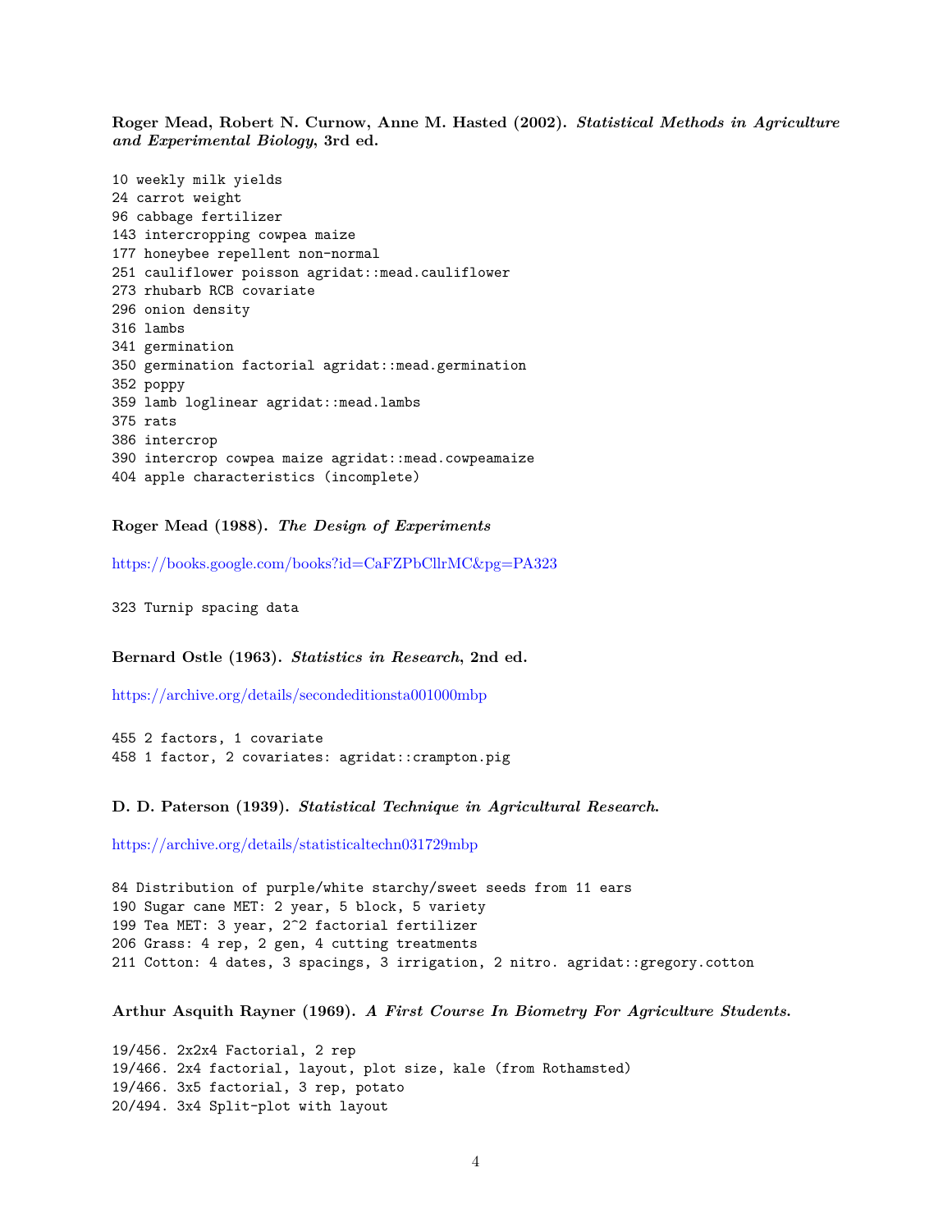**Roger Mead, Robert N. Curnow, Anne M. Hasted (2002). *Statistical Methods in Agriculture and Experimental Biology*, 3rd ed.**

```
10 weekly milk yields
24 carrot weight
96 cabbage fertilizer
143 intercropping cowpea maize
177 honeybee repellent non-normal
251 cauliflower poisson agridat::mead.cauliflower
273 rhubarb RCB covariate
296 onion density
316 lambs
341 germination
350 germination factorial agridat::mead.germination
352 poppy
359 lamb loglinear agridat::mead.lambs
375 rats
386 intercrop
390 intercrop cowpea maize agridat::mead.cowpeamaize
404 apple characteristics (incomplete)
```

**Roger Mead (1988). *The Design of Experiments***

https://books.google.com/books?id=CaFZPbCllrMC&pg=PA323

```
323 Turnip spacing data
```

**Bernard Ostle (1963). *Statistics in Research*, 2nd ed.**

https://archive.org/details/secondeditionsta001000mbp

```
455 2 factors, 1 covariate
458 1 factor, 2 covariates: agridat::crampton.pig
```

**D. D. Paterson (1939). *Statistical Technique in Agricultural Research*.**

https://archive.org/details/statisticaltechn031729mbp

```
84 Distribution of purple/white starchy/sweet seeds from 11 ears
190 Sugar cane MET: 2 year, 5 block, 5 variety
199 Tea MET: 3 year, 2^2 factorial fertilizer
206 Grass: 4 rep, 2 gen, 4 cutting treatments
211 Cotton: 4 dates, 3 spacings, 3 irrigation, 2 nitro. agridat::gregory.cotton
```

**Arthur Asquith Rayner (1969). *A First Course In Biometry For Agriculture Students*.**

```
19/456. 2x2x4 Factorial, 2 rep
19/466. 2x4 factorial, layout, plot size, kale (from Rothamsted)
19/466. 3x5 factorial, 3 rep, potato
20/494. 3x4 Split-plot with layout
```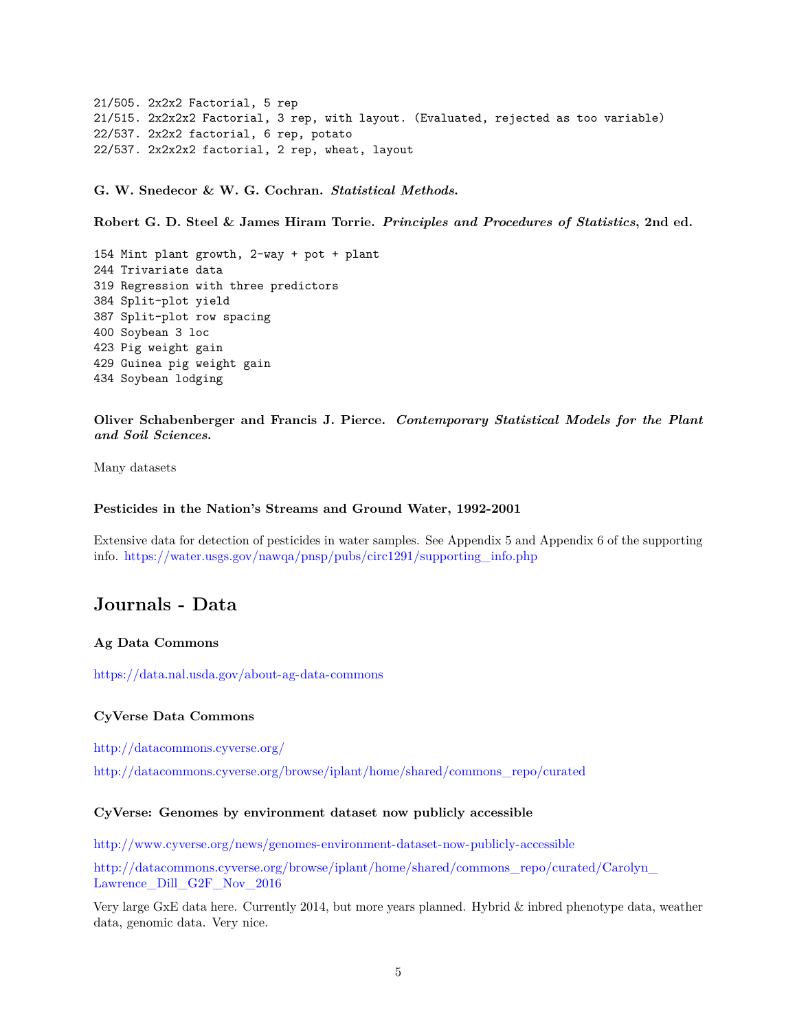```
21/505. 2x2x2 Factorial, 5 rep
21/515. 2x2x2x2 Factorial, 3 rep, with layout. (Evaluated, rejected as too variable)
22/537. 2x2x2 factorial, 6 rep, potato
22/537. 2x2x2x2 factorial, 2 rep, wheat, layout
```

**G. W. Snedecor & W. G. Cochran. *Statistical Methods.***

**Robert G. D. Steel & James Hiram Torrie. *Principles and Procedures of Statistics*, 2nd ed.**

```
154 Mint plant growth, 2-way + pot + plant
244 Trivariate data
319 Regression with three predictors
384 Split-plot yield
387 Split-plot row spacing
400 Soybean 3 loc
423 Pig weight gain
429 Guinea pig weight gain
434 Soybean lodging
```

**Oliver Schabenberger and Francis J. Pierce. *Contemporary Statistical Models for the Plant and Soil Sciences.***

Many datasets

**Pesticides in the Nation's Streams and Ground Water, 1992-2001**

Extensive data for detection of pesticides in water samples. See Appendix 5 and Appendix 6 of the supporting info. https://water.usgs.gov/nawqa/pnsp/pubs/circ1291/supporting_info.php

## Journals - Data

**Ag Data Commons**

https://data.nal.usda.gov/about-ag-data-commons

**CyVerse Data Commons**

http://datacommons.cyverse.org/

http://datacommons.cyverse.org/browse/iplant/home/shared/commons_repo/curated

**CyVerse: Genomes by environment dataset now publicly accessible**

http://www.cyverse.org/news/genomes-environment-dataset-now-publicly-accessible

http://datacommons.cyverse.org/browse/iplant/home/shared/commons_repo/curated/Carolyn_Lawrence_Dill_G2F_Nov_2016

Very large GxE data here. Currently 2014, but more years planned. Hybrid & inbred phenotype data, weather data, genomic data. Very nice.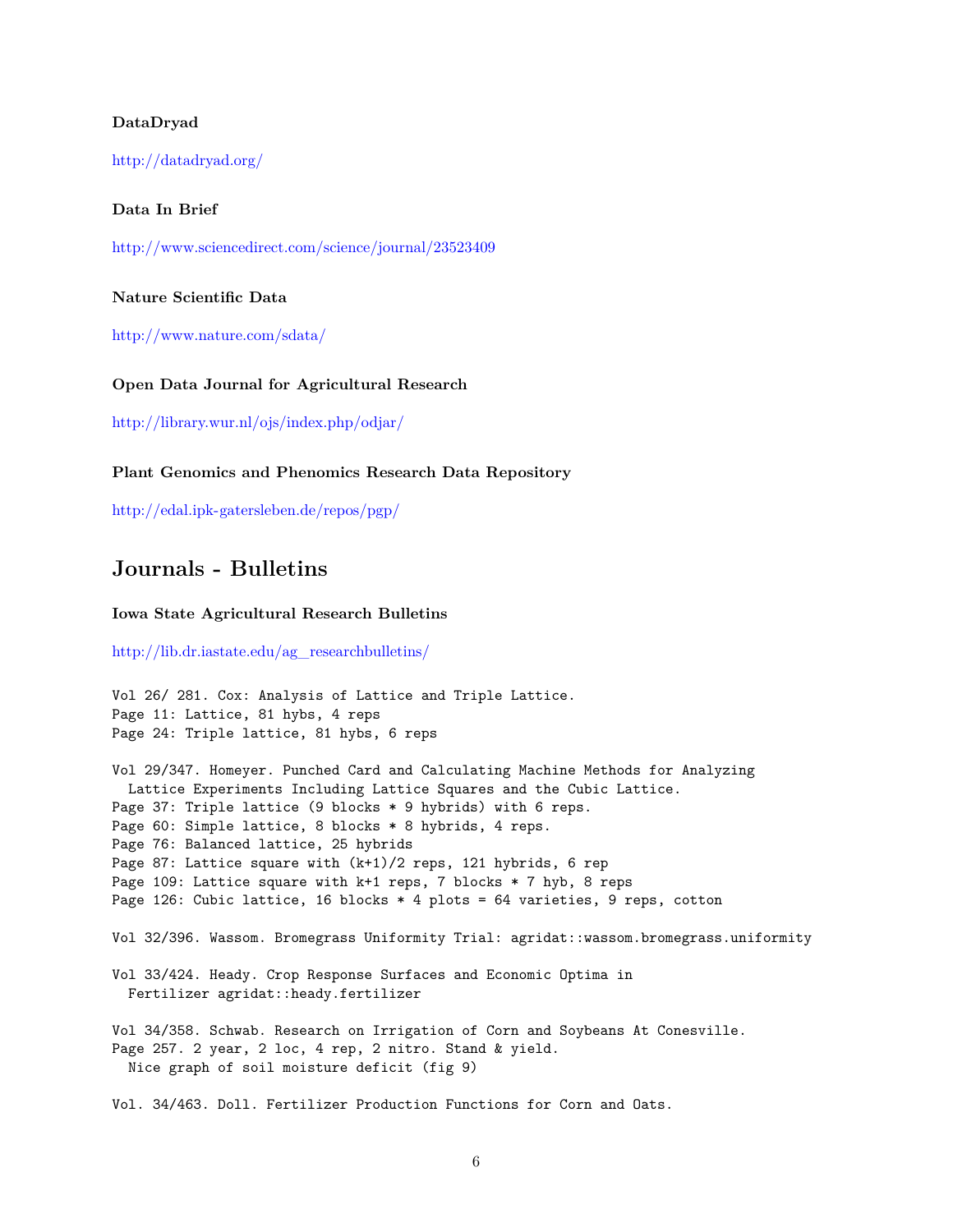### DataDryad

http://datadryad.org/

### Data In Brief

http://www.sciencedirect.com/science/journal/23523409

### Nature Scientific Data

http://www.nature.com/sdata/

### Open Data Journal for Agricultural Research

http://library.wur.nl/ojs/index.php/odjar/

### Plant Genomics and Phenomics Research Data Repository

http://edal.ipk-gatersleben.de/repos/pgp/

## Journals - Bulletins

### Iowa State Agricultural Research Bulletins

http://lib.dr.iastate.edu/ag_researchbulletins/

```
Vol 26/ 281. Cox: Analysis of Lattice and Triple Lattice.
Page 11: Lattice, 81 hybs, 4 reps
Page 24: Triple lattice, 81 hybs, 6 reps

Vol 29/347. Homeyer. Punched Card and Calculating Machine Methods for Analyzing
  Lattice Experiments Including Lattice Squares and the Cubic Lattice.
Page 37: Triple lattice (9 blocks * 9 hybrids) with 6 reps.
Page 60: Simple lattice, 8 blocks * 8 hybrids, 4 reps.
Page 76: Balanced lattice, 25 hybrids
Page 87: Lattice square with (k+1)/2 reps, 121 hybrids, 6 rep
Page 109: Lattice square with k+1 reps, 7 blocks * 7 hyb, 8 reps
Page 126: Cubic lattice, 16 blocks * 4 plots = 64 varieties, 9 reps, cotton

Vol 32/396. Wassom. Bromegrass Uniformity Trial: agridat::wassom.bromegrass.uniformity

Vol 33/424. Heady. Crop Response Surfaces and Economic Optima in
  Fertilizer agridat::heady.fertilizer

Vol 34/358. Schwab. Research on Irrigation of Corn and Soybeans At Conesville.
Page 257. 2 year, 2 loc, 4 rep, 2 nitro. Stand & yield.
  Nice graph of soil moisture deficit (fig 9)

Vol. 34/463. Doll. Fertilizer Production Functions for Corn and Oats.
```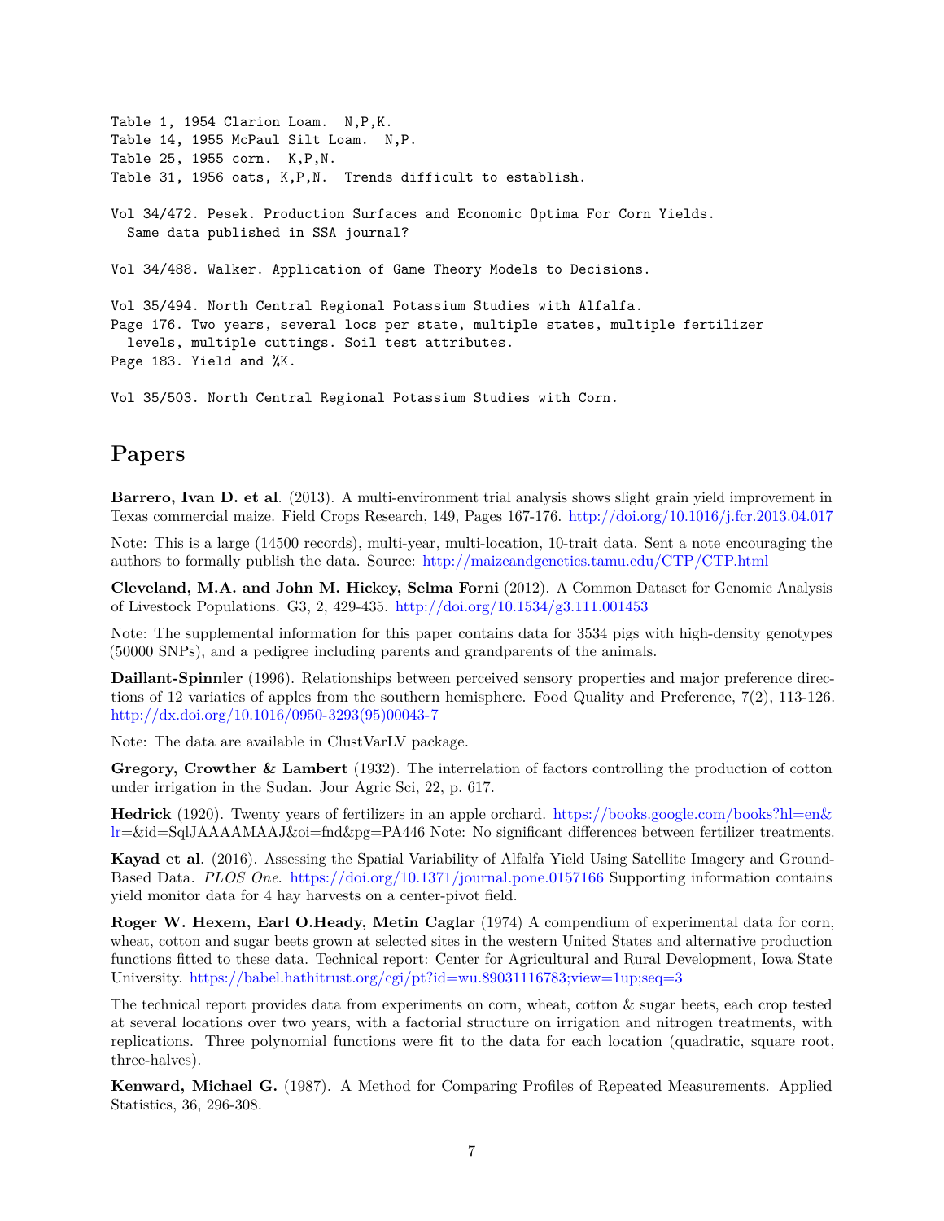```
Table 1, 1954 Clarion Loam.  N,P,K.
Table 14, 1955 McPaul Silt Loam.  N,P.
Table 25, 1955 corn.  K,P,N.
Table 31, 1956 oats, K,P,N.  Trends difficult to establish.

Vol 34/472. Pesek. Production Surfaces and Economic Optima For Corn Yields.
  Same data published in SSA journal?

Vol 34/488. Walker. Application of Game Theory Models to Decisions.

Vol 35/494. North Central Regional Potassium Studies with Alfalfa.
Page 176. Two years, several locs per state, multiple states, multiple fertilizer
  levels, multiple cuttings. Soil test attributes.
Page 183. Yield and %K.

Vol 35/503. North Central Regional Potassium Studies with Corn.
```

## Papers

**Barrero, Ivan D. et al**. (2013). A multi-environment trial analysis shows slight grain yield improvement in Texas commercial maize. Field Crops Research, 149, Pages 167-176. http://doi.org/10.1016/j.fcr.2013.04.017

Note: This is a large (14500 records), multi-year, multi-location, 10-trait data. Sent a note encouraging the authors to formally publish the data. Source: http://maizeandgenetics.tamu.edu/CTP/CTP.html

**Cleveland, M.A. and John M. Hickey, Selma Forni** (2012). A Common Dataset for Genomic Analysis of Livestock Populations. G3, 2, 429-435. http://doi.org/10.1534/g3.111.001453

Note: The supplemental information for this paper contains data for 3534 pigs with high-density genotypes (50000 SNPs), and a pedigree including parents and grandparents of the animals.

**Daillant-Spinnler** (1996). Relationships between perceived sensory properties and major preference directions of 12 variaties of apples from the southern hemisphere. Food Quality and Preference, 7(2), 113-126. http://dx.doi.org/10.1016/0950-3293(95)00043-7

Note: The data are available in ClustVarLV package.

**Gregory, Crowther & Lambert** (1932). The interrelation of factors controlling the production of cotton under irrigation in the Sudan. Jour Agric Sci, 22, p. 617.

**Hedrick** (1920). Twenty years of fertilizers in an apple orchard. https://books.google.com/books?hl=en&lr=&id=SqlJAAAAMAAJ&oi=fnd&pg=PA446 Note: No significant differences between fertilizer treatments.

**Kayad et al**. (2016). Assessing the Spatial Variability of Alfalfa Yield Using Satellite Imagery and Ground-Based Data. *PLOS One*. https://doi.org/10.1371/journal.pone.0157166 Supporting information contains yield monitor data for 4 hay harvests on a center-pivot field.

**Roger W. Hexem, Earl O.Heady, Metin Caglar** (1974) A compendium of experimental data for corn, wheat, cotton and sugar beets grown at selected sites in the western United States and alternative production functions fitted to these data. Technical report: Center for Agricultural and Rural Development, Iowa State University. https://babel.hathitrust.org/cgi/pt?id=wu.89031116783;view=1up;seq=3

The technical report provides data from experiments on corn, wheat, cotton & sugar beets, each crop tested at several locations over two years, with a factorial structure on irrigation and nitrogen treatments, with replications. Three polynomial functions were fit to the data for each location (quadratic, square root, three-halves).

**Kenward, Michael G.** (1987). A Method for Comparing Profiles of Repeated Measurements. Applied Statistics, 36, 296-308.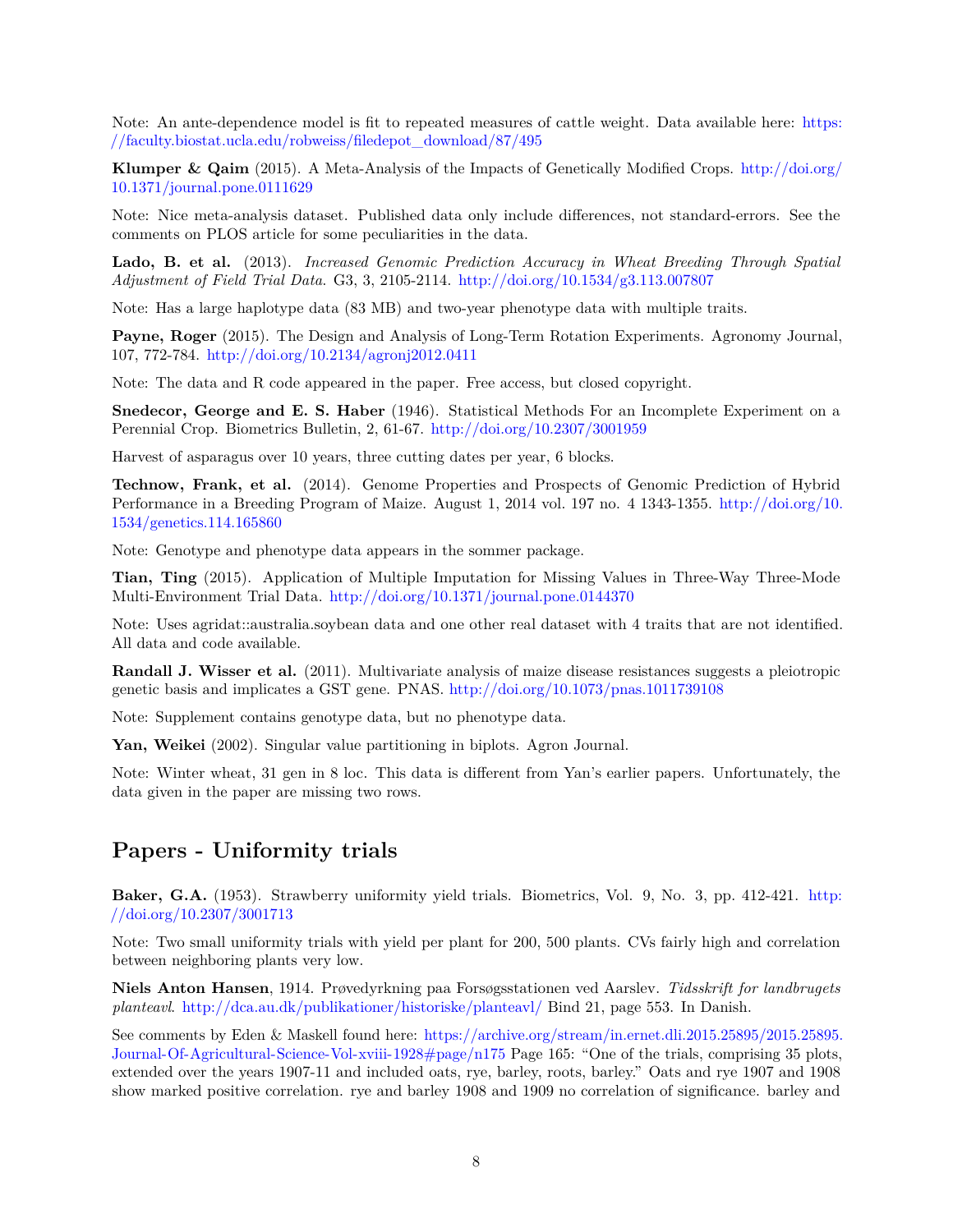Note: An ante-dependence model is fit to repeated measures of cattle weight. Data available here: https://faculty.biostat.ucla.edu/robweiss/filedepot_download/87/495

**Klumper & Qaim** (2015). A Meta-Analysis of the Impacts of Genetically Modified Crops. http://doi.org/10.1371/journal.pone.0111629

Note: Nice meta-analysis dataset. Published data only include differences, not standard-errors. See the comments on PLOS article for some peculiarities in the data.

**Lado, B. et al.** (2013). *Increased Genomic Prediction Accuracy in Wheat Breeding Through Spatial Adjustment of Field Trial Data.* G3, 3, 2105-2114. http://doi.org/10.1534/g3.113.007807

Note: Has a large haplotype data (83 MB) and two-year phenotype data with multiple traits.

**Payne, Roger** (2015). The Design and Analysis of Long-Term Rotation Experiments. Agronomy Journal, 107, 772-784. http://doi.org/10.2134/agronj2012.0411

Note: The data and R code appeared in the paper. Free access, but closed copyright.

**Snedecor, George and E. S. Haber** (1946). Statistical Methods For an Incomplete Experiment on a Perennial Crop. Biometrics Bulletin, 2, 61-67. http://doi.org/10.2307/3001959

Harvest of asparagus over 10 years, three cutting dates per year, 6 blocks.

**Technow, Frank, et al.** (2014). Genome Properties and Prospects of Genomic Prediction of Hybrid Performance in a Breeding Program of Maize. August 1, 2014 vol. 197 no. 4 1343-1355. http://doi.org/10.1534/genetics.114.165860

Note: Genotype and phenotype data appears in the sommer package.

**Tian, Ting** (2015). Application of Multiple Imputation for Missing Values in Three-Way Three-Mode Multi-Environment Trial Data. http://doi.org/10.1371/journal.pone.0144370

Note: Uses agridat::australia.soybean data and one other real dataset with 4 traits that are not identified. All data and code available.

**Randall J. Wisser et al.** (2011). Multivariate analysis of maize disease resistances suggests a pleiotropic genetic basis and implicates a GST gene. PNAS. http://doi.org/10.1073/pnas.1011739108

Note: Supplement contains genotype data, but no phenotype data.

**Yan, Weikei** (2002). Singular value partitioning in biplots. Agron Journal.

Note: Winter wheat, 31 gen in 8 loc. This data is different from Yan's earlier papers. Unfortunately, the data given in the paper are missing two rows.

## Papers - Uniformity trials

**Baker, G.A.** (1953). Strawberry uniformity yield trials. Biometrics, Vol. 9, No. 3, pp. 412-421. http://doi.org/10.2307/3001713

Note: Two small uniformity trials with yield per plant for 200, 500 plants. CVs fairly high and correlation between neighboring plants very low.

**Niels Anton Hansen**, 1914. Prøvedyrkning paa Forsøgsstationen ved Aarslev. *Tidsskrift for landbrugets planteavl*. http://dca.au.dk/publikationer/historiske/planteavl/ Bind 21, page 553. In Danish.

See comments by Eden & Maskell found here: https://archive.org/stream/in.ernet.dli.2015.25895/2015.25895.Journal-Of-Agricultural-Science-Vol-xviii-1928#page/n175 Page 165: "One of the trials, comprising 35 plots, extended over the years 1907-11 and included oats, rye, barley, roots, barley." Oats and rye 1907 and 1908 show marked positive correlation. rye and barley 1908 and 1909 no correlation of significance. barley and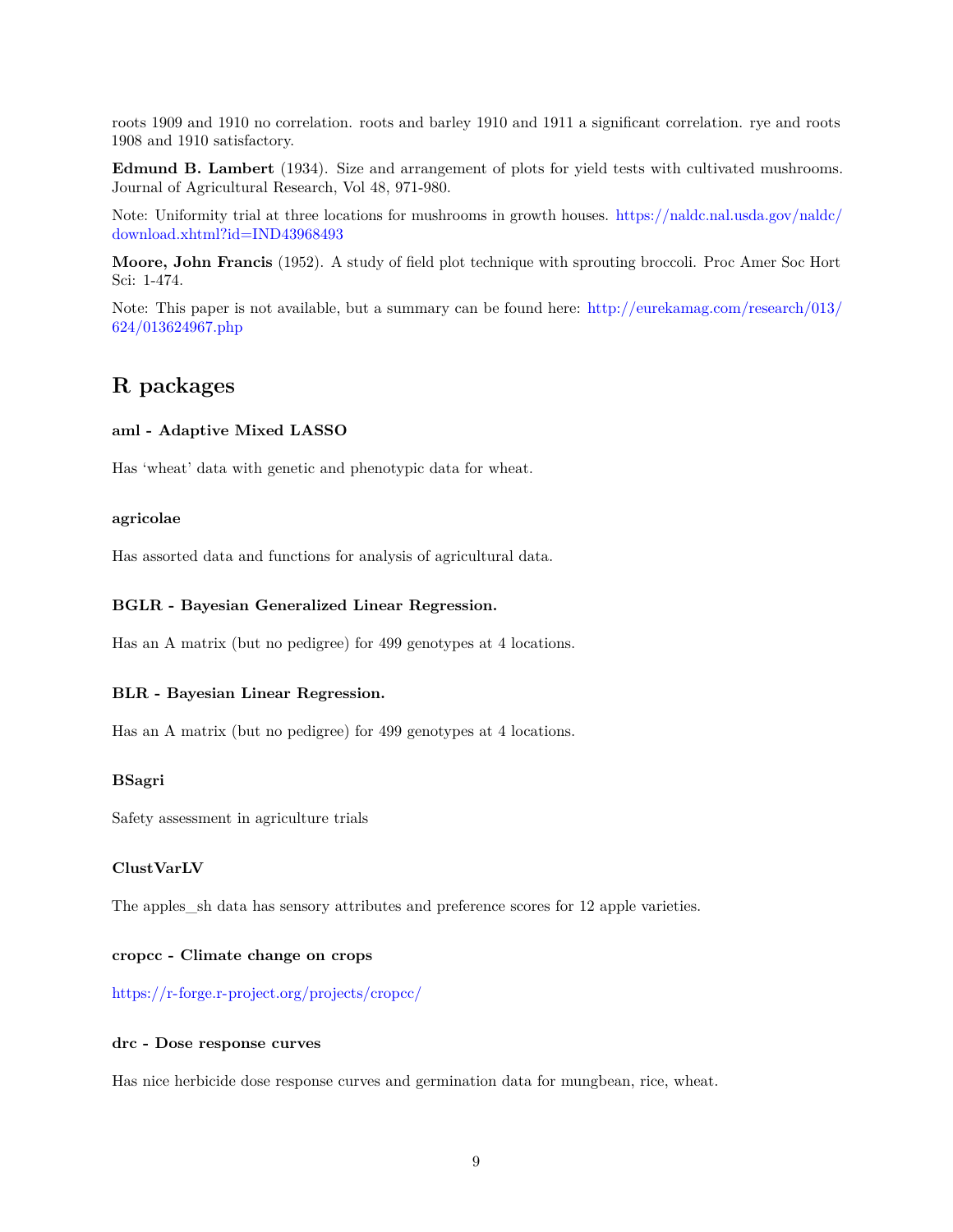roots 1909 and 1910 no correlation. roots and barley 1910 and 1911 a significant correlation. rye and roots 1908 and 1910 satisfactory.

**Edmund B. Lambert** (1934). Size and arrangement of plots for yield tests with cultivated mushrooms. Journal of Agricultural Research, Vol 48, 971-980.

Note: Uniformity trial at three locations for mushrooms in growth houses. https://naldc.nal.usda.gov/naldc/download.xhtml?id=IND43968493

**Moore, John Francis** (1952). A study of field plot technique with sprouting broccoli. Proc Amer Soc Hort Sci: 1-474.

Note: This paper is not available, but a summary can be found here: http://eurekamag.com/research/013/624/013624967.php

## R packages

#### aml - Adaptive Mixed LASSO

Has 'wheat' data with genetic and phenotypic data for wheat.

#### agricolae

Has assorted data and functions for analysis of agricultural data.

#### BGLR - Bayesian Generalized Linear Regression.

Has an A matrix (but no pedigree) for 499 genotypes at 4 locations.

#### BLR - Bayesian Linear Regression.

Has an A matrix (but no pedigree) for 499 genotypes at 4 locations.

#### BSagri

Safety assessment in agriculture trials

#### ClustVarLV

The apples_sh data has sensory attributes and preference scores for 12 apple varieties.

#### cropcc - Climate change on crops

https://r-forge.r-project.org/projects/cropcc/

#### drc - Dose response curves

Has nice herbicide dose response curves and germination data for mungbean, rice, wheat.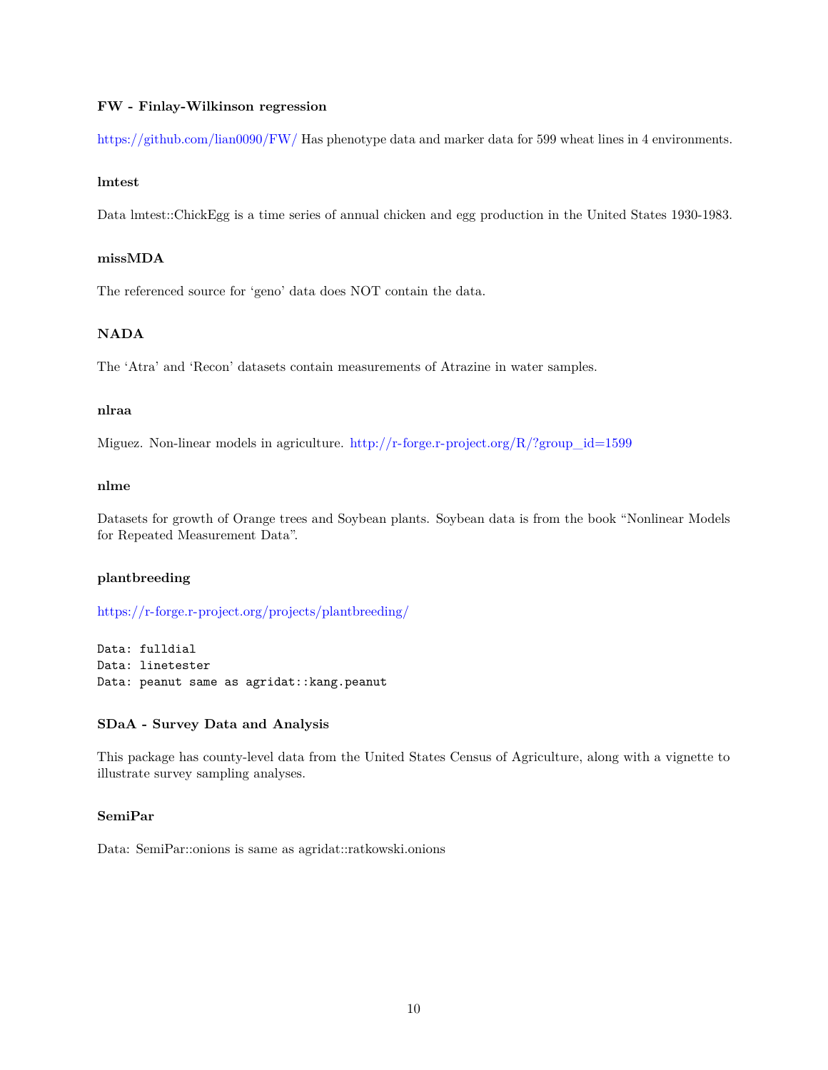### FW - Finlay-Wilkinson regression

https://github.com/lian0090/FW/ Has phenotype data and marker data for 599 wheat lines in 4 environments.

### lmtest

Data lmtest::ChickEgg is a time series of annual chicken and egg production in the United States 1930-1983.

### missMDA

The referenced source for 'geno' data does NOT contain the data.

### NADA

The 'Atra' and 'Recon' datasets contain measurements of Atrazine in water samples.

### nlraa

Miguez. Non-linear models in agriculture. http://r-forge.r-project.org/R/?group_id=1599

### nlme

Datasets for growth of Orange trees and Soybean plants. Soybean data is from the book "Nonlinear Models for Repeated Measurement Data".

### plantbreeding

https://r-forge.r-project.org/projects/plantbreeding/

```
Data: fulldial
Data: linetester
Data: peanut same as agridat::kang.peanut
```

### SDaA - Survey Data and Analysis

This package has county-level data from the United States Census of Agriculture, along with a vignette to illustrate survey sampling analyses.

### SemiPar

Data: SemiPar::onions is same as agridat::ratkowski.onions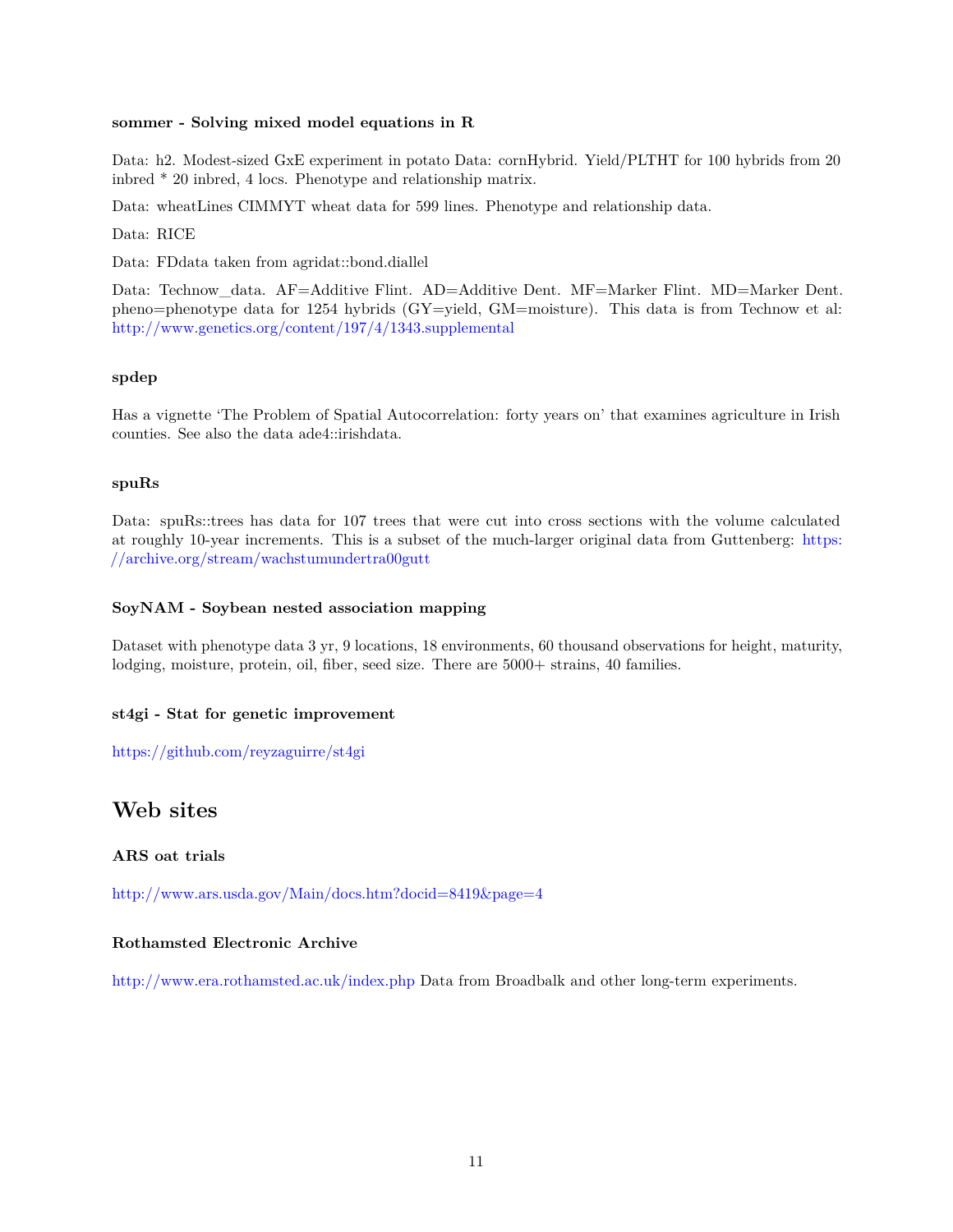### sommer - Solving mixed model equations in R

Data: h2. Modest-sized GxE experiment in potato Data: cornHybrid. Yield/PLTHT for 100 hybrids from 20 inbred * 20 inbred, 4 locs. Phenotype and relationship matrix.

Data: wheatLines CIMMYT wheat data for 599 lines. Phenotype and relationship data.

Data: RICE

Data: FDdata taken from agridat::bond.diallel

Data: Technow_data. AF=Additive Flint. AD=Additive Dent. MF=Marker Flint. MD=Marker Dent. pheno=phenotype data for 1254 hybrids (GY=yield, GM=moisture). This data is from Technow et al: http://www.genetics.org/content/197/4/1343.supplemental

### spdep

Has a vignette 'The Problem of Spatial Autocorrelation: forty years on' that examines agriculture in Irish counties. See also the data ade4::irishdata.

### spuRs

Data: spuRs::trees has data for 107 trees that were cut into cross sections with the volume calculated at roughly 10-year increments. This is a subset of the much-larger original data from Guttenberg: https://archive.org/stream/wachstumundertra00gutt

### SoyNAM - Soybean nested association mapping

Dataset with phenotype data 3 yr, 9 locations, 18 environments, 60 thousand observations for height, maturity, lodging, moisture, protein, oil, fiber, seed size. There are 5000+ strains, 40 families.

### st4gi - Stat for genetic improvement

https://github.com/reyzaguirre/st4gi

## Web sites

### ARS oat trials

http://www.ars.usda.gov/Main/docs.htm?docid=8419&page=4

### Rothamsted Electronic Archive

http://www.era.rothamsted.ac.uk/index.php Data from Broadbalk and other long-term experiments.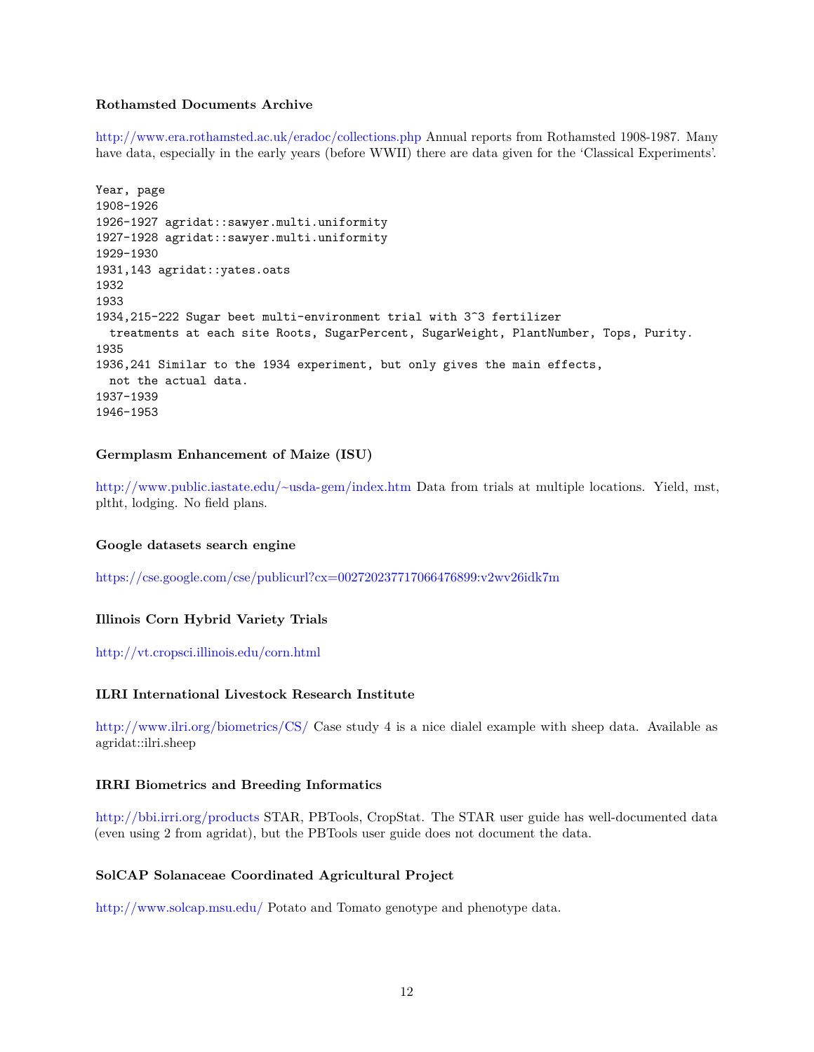### Rothamsted Documents Archive

http://www.era.rothamsted.ac.uk/eradoc/collections.php Annual reports from Rothamsted 1908-1987. Many have data, especially in the early years (before WWII) there are data given for the 'Classical Experiments'.

```
Year, page
1908-1926
1926-1927 agridat::sawyer.multi.uniformity
1927-1928 agridat::sawyer.multi.uniformity
1929-1930
1931,143 agridat::yates.oats
1932
1933
1934,215-222 Sugar beet multi-environment trial with 3^3 fertilizer
  treatments at each site Roots, SugarPercent, SugarWeight, PlantNumber, Tops, Purity.
1935
1936,241 Similar to the 1934 experiment, but only gives the main effects,
  not the actual data.
1937-1939
1946-1953
```

### Germplasm Enhancement of Maize (ISU)

http://www.public.iastate.edu/~usda-gem/index.htm Data from trials at multiple locations. Yield, mst, pltht, lodging. No field plans.

### Google datasets search engine

https://cse.google.com/cse/publicurl?cx=002720237717066476899:v2wv26idk7m

### Illinois Corn Hybrid Variety Trials

http://vt.cropsci.illinois.edu/corn.html

### ILRI International Livestock Research Institute

http://www.ilri.org/biometrics/CS/ Case study 4 is a nice dialel example with sheep data. Available as agridat::ilri.sheep

### IRRI Biometrics and Breeding Informatics

http://bbi.irri.org/products STAR, PBTools, CropStat. The STAR user guide has well-documented data (even using 2 from agridat), but the PBTools user guide does not document the data.

### SolCAP Solanaceae Coordinated Agricultural Project

http://www.solcap.msu.edu/ Potato and Tomato genotype and phenotype data.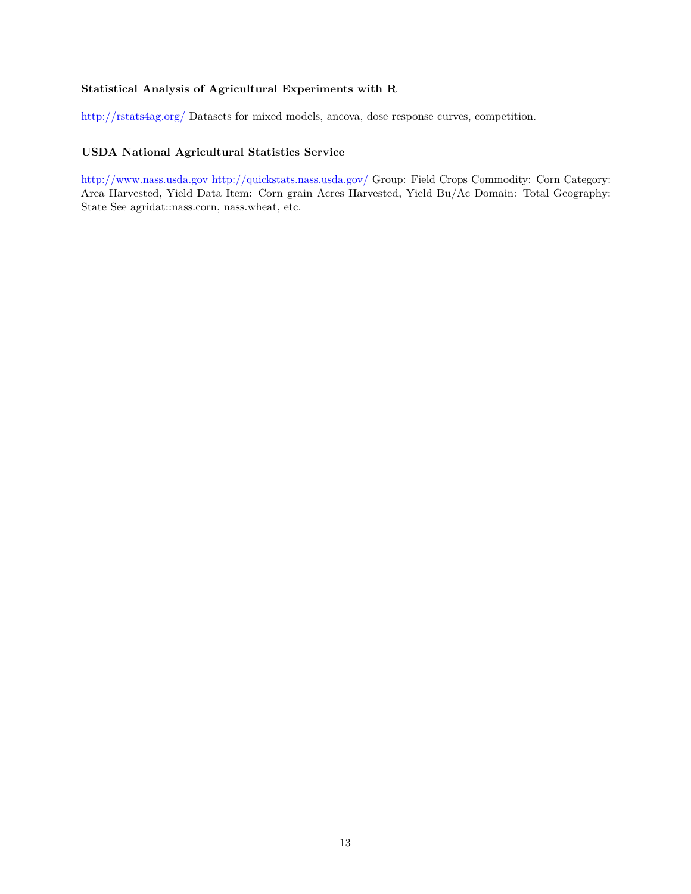### Statistical Analysis of Agricultural Experiments with R

http://rstats4ag.org/ Datasets for mixed models, ancova, dose response curves, competition.

### USDA National Agricultural Statistics Service

http://www.nass.usda.gov http://quickstats.nass.usda.gov/ Group: Field Crops Commodity: Corn Category: Area Harvested, Yield Data Item: Corn grain Acres Harvested, Yield Bu/Ac Domain: Total Geography: State See agridat::nass.corn, nass.wheat, etc.